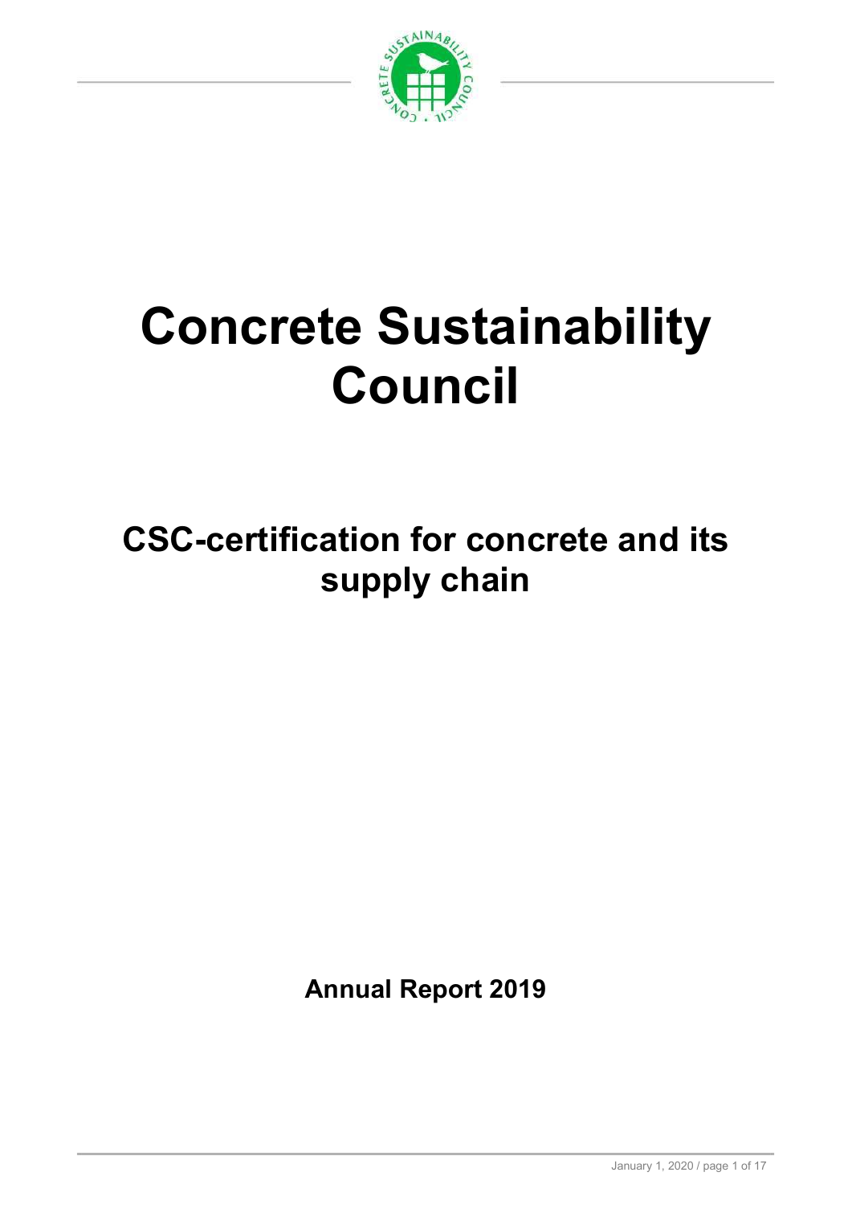# Concrete Sustainability Council

## CSC-certification for concrete and its supply chain

**Annual Report 2019**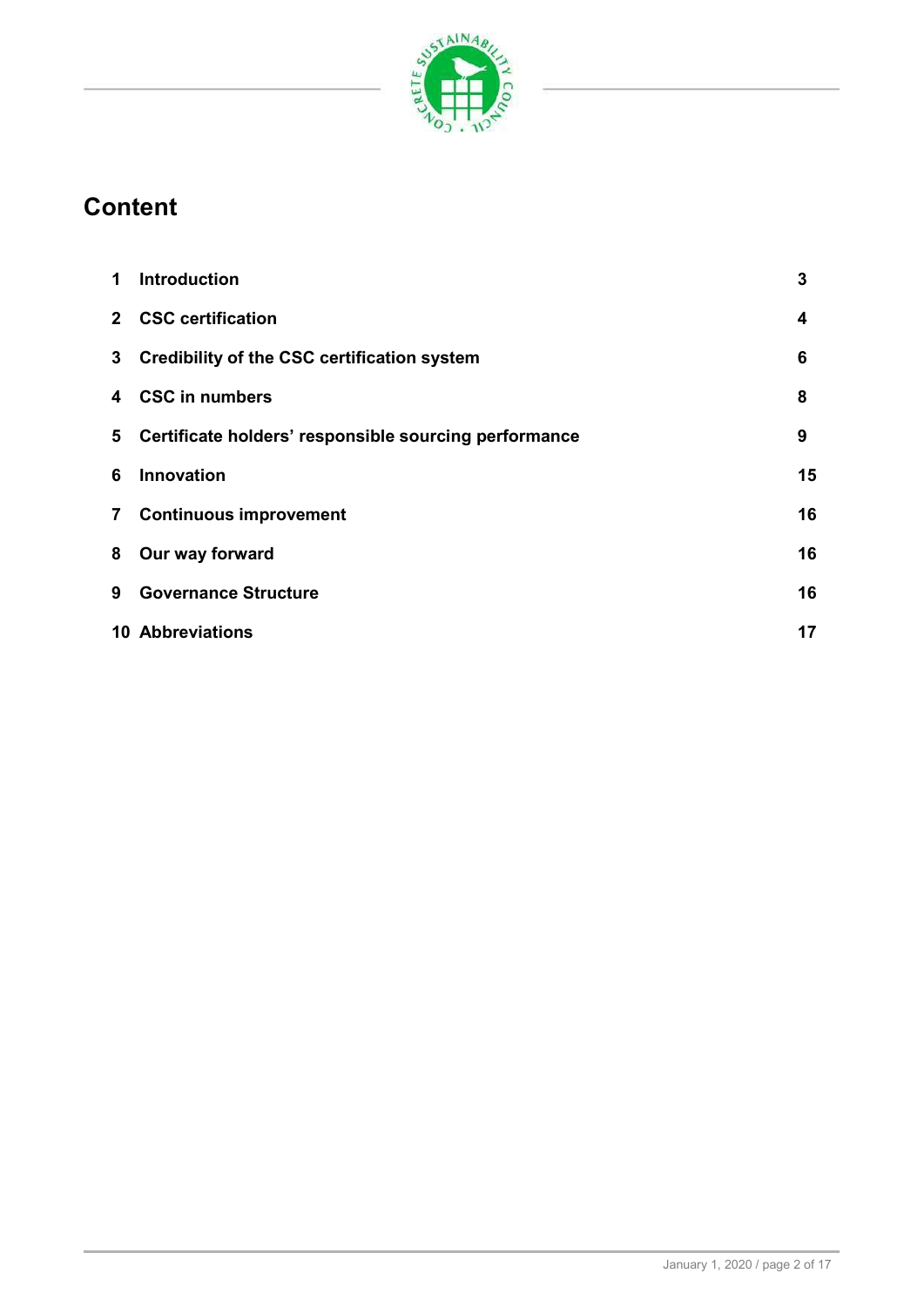# Content

| | | |
|---|---|---|
| 1 | Introduction | 3 |
| 2 | CSC certification | 4 |
| 3 | Credibility of the CSC certification system | 6 |
| 4 | CSC in numbers | 8 |
| 5 | Certificate holders' responsible sourcing performance | 9 |
| 6 | Innovation | 15 |
| 7 | Continuous improvement | 16 |
| 8 | Our way forward | 16 |
| 9 | Governance Structure | 16 |
| 10 | Abbreviations | 17 |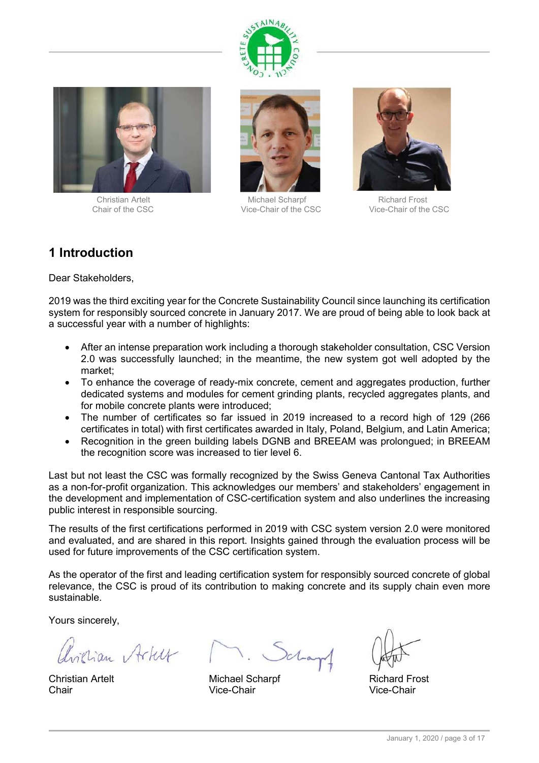Christian Artelt
Chair of the CSC

Michael Scharpf
Vice-Chair of the CSC

Richard Frost
Vice-Chair of the CSC

# 1 Introduction

Dear Stakeholders,

2019 was the third exciting year for the Concrete Sustainability Council since launching its certification system for responsibly sourced concrete in January 2017. We are proud of being able to look back at a successful year with a number of highlights:

- After an intense preparation work including a thorough stakeholder consultation, CSC Version 2.0 was successfully launched; in the meantime, the new system got well adopted by the market;
- To enhance the coverage of ready-mix concrete, cement and aggregates production, further dedicated systems and modules for cement grinding plants, recycled aggregates plants, and for mobile concrete plants were introduced;
- The number of certificates so far issued in 2019 increased to a record high of 129 (266 certificates in total) with first certificates awarded in Italy, Poland, Belgium, and Latin America;
- Recognition in the green building labels DGNB and BREEAM was prolonged; in BREEAM the recognition score was increased to tier level 6.

Last but not least the CSC was formally recognized by the Swiss Geneva Cantonal Tax Authorities as a non-for-profit organization. This acknowledges our members' and stakeholders' engagement in the development and implementation of CSC-certification system and also underlines the increasing public interest in responsible sourcing.

The results of the first certifications performed in 2019 with CSC system version 2.0 were monitored and evaluated, and are shared in this report. Insights gained through the evaluation process will be used for future improvements of the CSC certification system.

As the operator of the first and leading certification system for responsibly sourced concrete of global relevance, the CSC is proud of its contribution to making concrete and its supply chain even more sustainable.

Yours sincerely,

Christian Artelt
Chair

Michael Scharpf
Vice-Chair

Richard Frost
Vice-Chair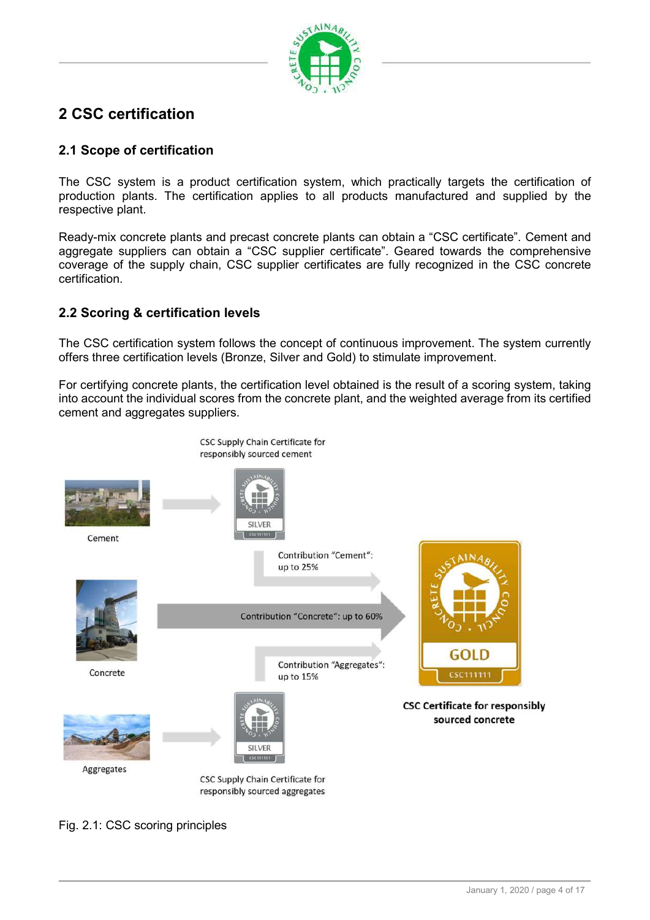## 2 CSC certification

### 2.1 Scope of certification

The CSC system is a product certification system, which practically targets the certification of production plants. The certification applies to all products manufactured and supplied by the respective plant.

Ready-mix concrete plants and precast concrete plants can obtain a "CSC certificate". Cement and aggregate suppliers can obtain a "CSC supplier certificate". Geared towards the comprehensive coverage of the supply chain, CSC supplier certificates are fully recognized in the CSC concrete certification.

### 2.2 Scoring & certification levels

The CSC certification system follows the concept of continuous improvement. The system currently offers three certification levels (Bronze, Silver and Gold) to stimulate improvement.

For certifying concrete plants, the certification level obtained is the result of a scoring system, taking into account the individual scores from the concrete plant, and the weighted average from its certified cement and aggregates suppliers.

CSC Supply Chain Certificate for responsibly sourced cement

Cement

Contribution "Cement": up to 25%

Concrete

Contribution "Concrete": up to 60%

Contribution "Aggregates": up to 15%

Aggregates

CSC Supply Chain Certificate for responsibly sourced aggregates

CSC Certificate for responsibly sourced concrete

Fig. 2.1: CSC scoring principles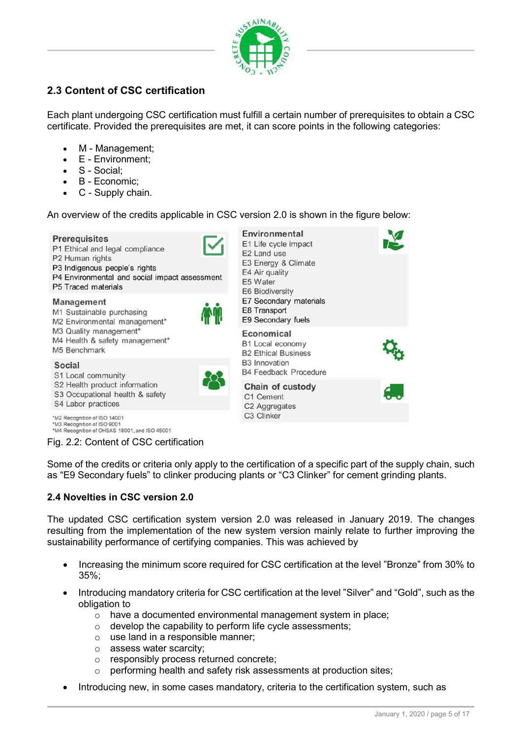## 2.3 Content of CSC certification

Each plant undergoing CSC certification must fulfill a certain number of prerequisites to obtain a CSC certificate. Provided the prerequisites are met, it can score points in the following categories:

- M - Management;
- E - Environment;
- S - Social;
- B - Economic;
- C - Supply chain.

An overview of the credits applicable in CSC version 2.0 is shown in the figure below:

**Prerequisites**
P1 Ethical and legal compliance
P2 Human rights
P3 Indigenous people's rights
P4 Environmental and social impact assessment
P5 Traced materials

**Management**
M1 Sustainable purchasing
M2 Environmental management*
M3 Quality management*
M4 Health & safety management*
M5 Benchmark

**Social**
S1 Local community
S2 Health product information
S3 Occupational health & safety
S4 Labor practices

**Environmental**
E1 Life cycle impact
E2 Land use
E3 Energy & Climate
E4 Air quality
E5 Water
E6 Biodiversity
E7 Secondary materials
E8 Transport
E9 Secondary fuels

**Economical**
B1 Local economy
B2 Ethical Business
B3 Innovation
B4 Feedback Procedure

**Chain of custody**
C1 Cement
C2 Aggregates
C3 Clinker

*M2 Recognition of ISO 14001
*M3 Recognition of ISO 9001
*M4 Recognition of OHSAS 18001, and ISO 45001

Fig. 2.2: Content of CSC certification

Some of the credits or criteria only apply to the certification of a specific part of the supply chain, such as "E9 Secondary fuels" to clinker producing plants or "C3 Clinker" for cement grinding plants.

### 2.4 Novelties in CSC version 2.0

The updated CSC certification system version 2.0 was released in January 2019. The changes resulting from the implementation of the new system version mainly relate to further improving the sustainability performance of certifying companies. This was achieved by

- Increasing the minimum score required for CSC certification at the level "Bronze" from 30% to 35%;
- Introducing mandatory criteria for CSC certification at the level "Silver" and "Gold", such as the obligation to
  - have a documented environmental management system in place;
  - develop the capability to perform life cycle assessments;
  - use land in a responsible manner;
  - assess water scarcity;
  - responsibly process returned concrete;
  - performing health and safety risk assessments at production sites;
- Introducing new, in some cases mandatory, criteria to the certification system, such as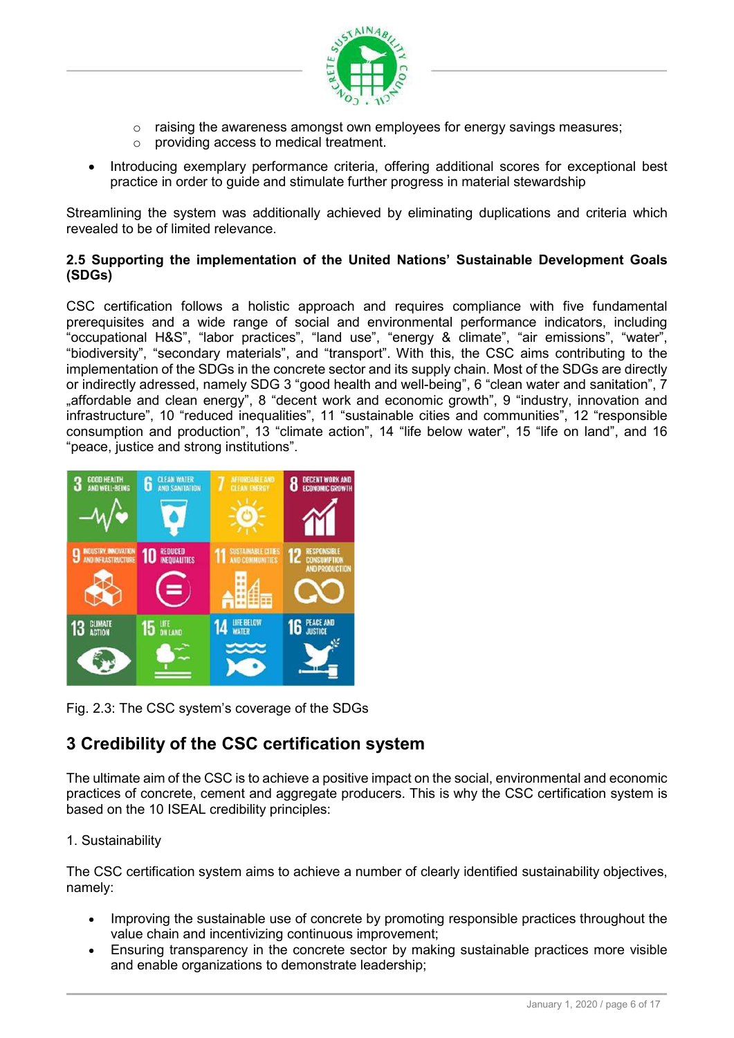- raising the awareness amongst own employees for energy savings measures;
- providing access to medical treatment.

- Introducing exemplary performance criteria, offering additional scores for exceptional best practice in order to guide and stimulate further progress in material stewardship

Streamlining the system was additionally achieved by eliminating duplications and criteria which revealed to be of limited relevance.

### 2.5 Supporting the implementation of the United Nations' Sustainable Development Goals (SDGs)

CSC certification follows a holistic approach and requires compliance with five fundamental prerequisites and a wide range of social and environmental performance indicators, including "occupational H&S", "labor practices", "land use", "energy & climate", "air emissions", "water", "biodiversity", "secondary materials", and "transport". With this, the CSC aims contributing to the implementation of the SDGs in the concrete sector and its supply chain. Most of the SDGs are directly or indirectly adressed, namely SDG 3 "good health and well-being", 6 "clean water and sanitation", 7 „affordable and clean energy", 8 "decent work and economic growth", 9 "industry, innovation and infrastructure", 10 "reduced inequalities", 11 "sustainable cities and communities", 12 "responsible consumption and production", 13 "climate action", 14 "life below water", 15 "life on land", and 16 "peace, justice and strong institutions".

Fig. 2.3: The CSC system's coverage of the SDGs

## 3 Credibility of the CSC certification system

The ultimate aim of the CSC is to achieve a positive impact on the social, environmental and economic practices of concrete, cement and aggregate producers. This is why the CSC certification system is based on the 10 ISEAL credibility principles:

1. Sustainability

The CSC certification system aims to achieve a number of clearly identified sustainability objectives, namely:

- Improving the sustainable use of concrete by promoting responsible practices throughout the value chain and incentivizing continuous improvement;
- Ensuring transparency in the concrete sector by making sustainable practices more visible and enable organizations to demonstrate leadership;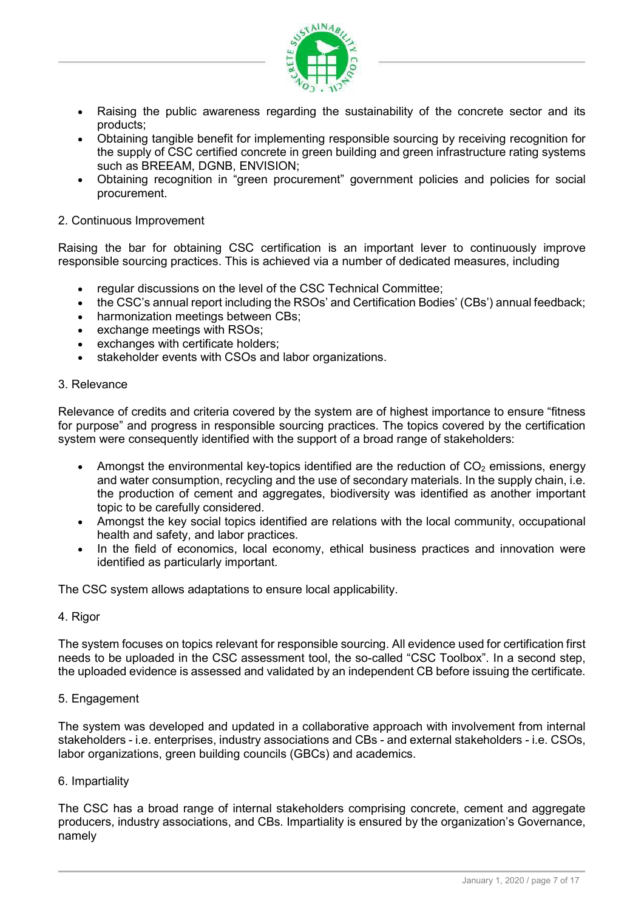- Raising the public awareness regarding the sustainability of the concrete sector and its products;
- Obtaining tangible benefit for implementing responsible sourcing by receiving recognition for the supply of CSC certified concrete in green building and green infrastructure rating systems such as BREEAM, DGNB, ENVISION;
- Obtaining recognition in "green procurement" government policies and policies for social procurement.

2. Continuous Improvement

Raising the bar for obtaining CSC certification is an important lever to continuously improve responsible sourcing practices. This is achieved via a number of dedicated measures, including

- regular discussions on the level of the CSC Technical Committee;
- the CSC's annual report including the RSOs' and Certification Bodies' (CBs') annual feedback;
- harmonization meetings between CBs;
- exchange meetings with RSOs;
- exchanges with certificate holders;
- stakeholder events with CSOs and labor organizations.

3. Relevance

Relevance of credits and criteria covered by the system are of highest importance to ensure "fitness for purpose" and progress in responsible sourcing practices. The topics covered by the certification system were consequently identified with the support of a broad range of stakeholders:

- Amongst the environmental key-topics identified are the reduction of $CO_2$ emissions, energy and water consumption, recycling and the use of secondary materials. In the supply chain, i.e. the production of cement and aggregates, biodiversity was identified as another important topic to be carefully considered.
- Amongst the key social topics identified are relations with the local community, occupational health and safety, and labor practices.
- In the field of economics, local economy, ethical business practices and innovation were identified as particularly important.

The CSC system allows adaptations to ensure local applicability.

4. Rigor

The system focuses on topics relevant for responsible sourcing. All evidence used for certification first needs to be uploaded in the CSC assessment tool, the so-called "CSC Toolbox". In a second step, the uploaded evidence is assessed and validated by an independent CB before issuing the certificate.

5. Engagement

The system was developed and updated in a collaborative approach with involvement from internal stakeholders - i.e. enterprises, industry associations and CBs - and external stakeholders - i.e. CSOs, labor organizations, green building councils (GBCs) and academics.

6. Impartiality

The CSC has a broad range of internal stakeholders comprising concrete, cement and aggregate producers, industry associations, and CBs. Impartiality is ensured by the organization's Governance, namely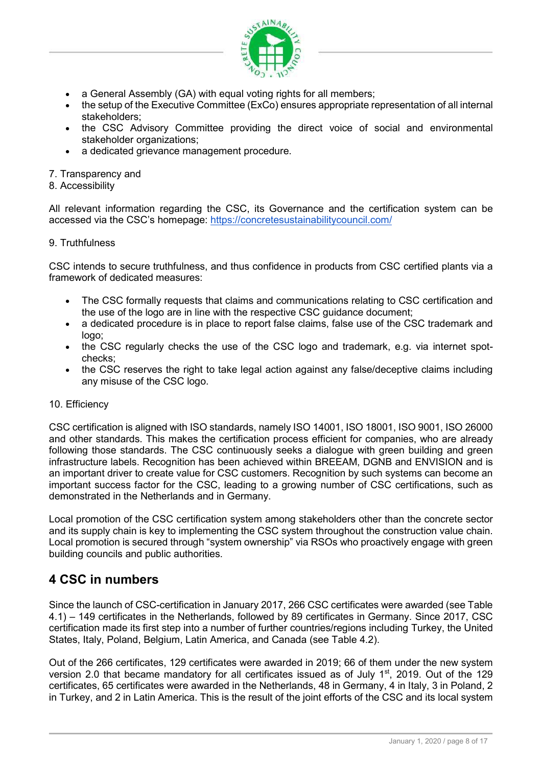- a General Assembly (GA) with equal voting rights for all members;
- the setup of the Executive Committee (ExCo) ensures appropriate representation of all internal stakeholders;
- the CSC Advisory Committee providing the direct voice of social and environmental stakeholder organizations;
- a dedicated grievance management procedure.

7. Transparency and
8. Accessibility

All relevant information regarding the CSC, its Governance and the certification system can be accessed via the CSC's homepage: https://concretesustainabilitycouncil.com/

9. Truthfulness

CSC intends to secure truthfulness, and thus confidence in products from CSC certified plants via a framework of dedicated measures:

- The CSC formally requests that claims and communications relating to CSC certification and the use of the logo are in line with the respective CSC guidance document;
- a dedicated procedure is in place to report false claims, false use of the CSC trademark and logo;
- the CSC regularly checks the use of the CSC logo and trademark, e.g. via internet spot-checks;
- the CSC reserves the right to take legal action against any false/deceptive claims including any misuse of the CSC logo.

10. Efficiency

CSC certification is aligned with ISO standards, namely ISO 14001, ISO 18001, ISO 9001, ISO 26000 and other standards. This makes the certification process efficient for companies, who are already following those standards. The CSC continuously seeks a dialogue with green building and green infrastructure labels. Recognition has been achieved within BREEAM, DGNB and ENVISION and is an important driver to create value for CSC customers. Recognition by such systems can become an important success factor for the CSC, leading to a growing number of CSC certifications, such as demonstrated in the Netherlands and in Germany.

Local promotion of the CSC certification system among stakeholders other than the concrete sector and its supply chain is key to implementing the CSC system throughout the construction value chain. Local promotion is secured through "system ownership" via RSOs who proactively engage with green building councils and public authorities.

## 4 CSC in numbers

Since the launch of CSC-certification in January 2017, 266 CSC certificates were awarded (see Table 4.1) – 149 certificates in the Netherlands, followed by 89 certificates in Germany. Since 2017, CSC certification made its first step into a number of further countries/regions including Turkey, the United States, Italy, Poland, Belgium, Latin America, and Canada (see Table 4.2).

Out of the 266 certificates, 129 certificates were awarded in 2019; 66 of them under the new system version 2.0 that became mandatory for all certificates issued as of July 1st, 2019. Out of the 129 certificates, 65 certificates were awarded in the Netherlands, 48 in Germany, 4 in Italy, 3 in Poland, 2 in Turkey, and 2 in Latin America. This is the result of the joint efforts of the CSC and its local system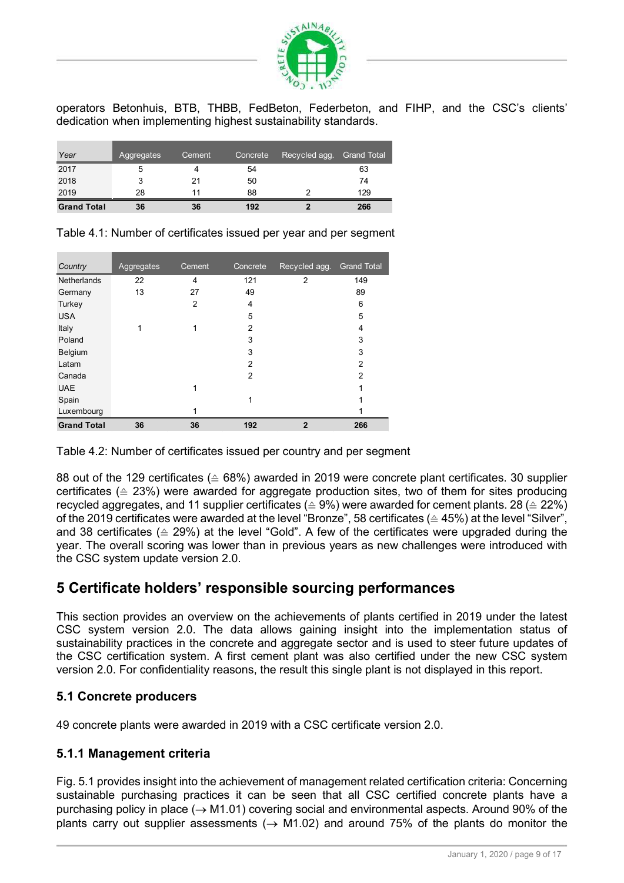operators Betonhuis, BTB, THBB, FedBeton, Federbeton, and FIHP, and the CSC's clients' dedication when implementing highest sustainability standards.

| Year | Aggregates | Cement | Concrete | Recycled agg. | Grand Total |
|---|---|---|---|---|---|
| 2017 | 5 | 4 | 54 | | 63 |
| 2018 | 3 | 21 | 50 | | 74 |
| 2019 | 28 | 11 | 88 | 2 | 129 |
| **Grand Total** | **36** | **36** | **192** | **2** | **266** |

Table 4.1: Number of certificates issued per year and per segment

| Country | Aggregates | Cement | Concrete | Recycled agg. | Grand Total |
|---|---|---|---|---|---|
| Netherlands | 22 | 4 | 121 | 2 | 149 |
| Germany | 13 | 27 | 49 | | 89 |
| Turkey | | 2 | 4 | | 6 |
| USA | | | 5 | | 5 |
| Italy | 1 | 1 | 2 | | 4 |
| Poland | | | 3 | | 3 |
| Belgium | | | 3 | | 3 |
| Latam | | | 2 | | 2 |
| Canada | | | 2 | | 2 |
| UAE | | 1 | | | 1 |
| Spain | | | 1 | | 1 |
| Luxembourg | | 1 | | | 1 |
| **Grand Total** | **36** | **36** | **192** | **2** | **266** |

Table 4.2: Number of certificates issued per country and per segment

88 out of the 129 certificates (≙ 68%) awarded in 2019 were concrete plant certificates. 30 supplier certificates (≙ 23%) were awarded for aggregate production sites, two of them for sites producing recycled aggregates, and 11 supplier certificates (≙ 9%) were awarded for cement plants. 28 (≙ 22%) of the 2019 certificates were awarded at the level "Bronze", 58 certificates (≙ 45%) at the level "Silver", and 38 certificates (≙ 29%) at the level "Gold". A few of the certificates were upgraded during the year. The overall scoring was lower than in previous years as new challenges were introduced with the CSC system update version 2.0.

## 5 Certificate holders' responsible sourcing performances

This section provides an overview on the achievements of plants certified in 2019 under the latest CSC system version 2.0. The data allows gaining insight into the implementation status of sustainability practices in the concrete and aggregate sector and is used to steer future updates of the CSC certification system. A first cement plant was also certified under the new CSC system version 2.0. For confidentiality reasons, the result this single plant is not displayed in this report.

### 5.1 Concrete producers

49 concrete plants were awarded in 2019 with a CSC certificate version 2.0.

### 5.1.1 Management criteria

Fig. 5.1 provides insight into the achievement of management related certification criteria: Concerning sustainable purchasing practices it can be seen that all CSC certified concrete plants have a purchasing policy in place (→ M1.01) covering social and environmental aspects. Around 90% of the plants carry out supplier assessments (→ M1.02) and around 75% of the plants do monitor the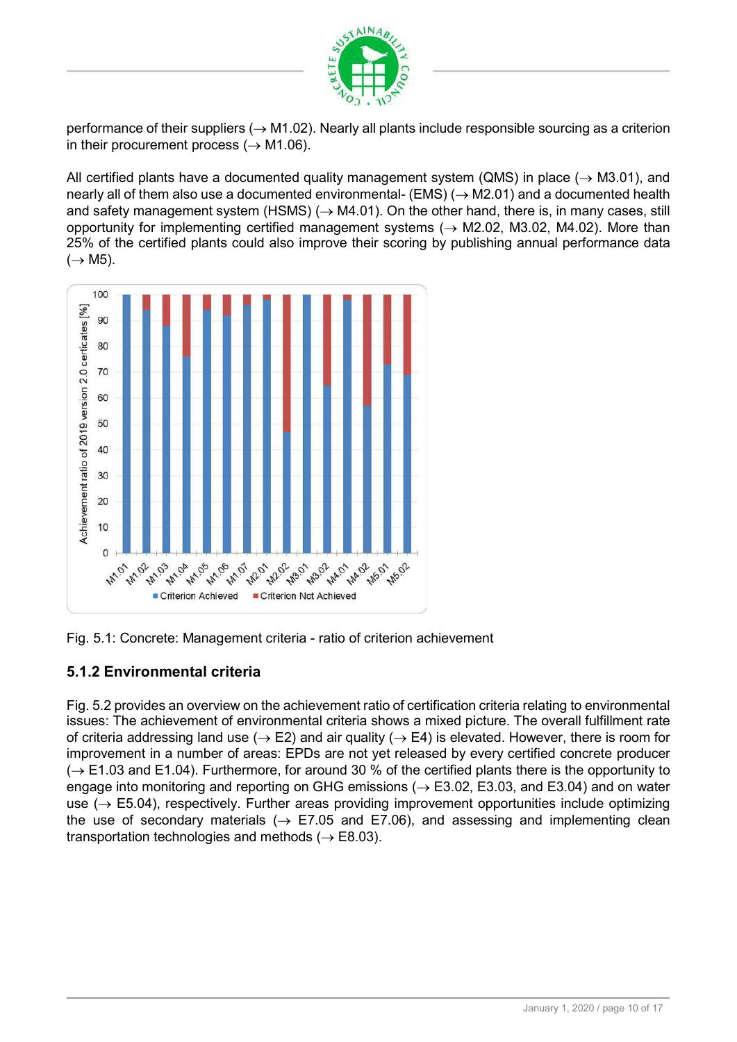performance of their suppliers (→ M1.02). Nearly all plants include responsible sourcing as a criterion in their procurement process (→ M1.06).

All certified plants have a documented quality management system (QMS) in place (→ M3.01), and nearly all of them also use a documented environmental- (EMS) (→ M2.01) and a documented health and safety management system (HSMS) (→ M4.01). On the other hand, there is, in many cases, still opportunity for implementing certified management systems (→ M2.02, M3.02, M4.02). More than 25% of the certified plants could also improve their scoring by publishing annual performance data (→ M5).

Fig. 5.1: Concrete: Management criteria - ratio of criterion achievement

### 5.1.2 Environmental criteria

Fig. 5.2 provides an overview on the achievement ratio of certification criteria relating to environmental issues: The achievement of environmental criteria shows a mixed picture. The overall fulfillment rate of criteria addressing land use (→ E2) and air quality (→ E4) is elevated. However, there is room for improvement in a number of areas: EPDs are not yet released by every certified concrete producer (→ E1.03 and E1.04). Furthermore, for around 30 % of the certified plants there is the opportunity to engage into monitoring and reporting on GHG emissions (→ E3.02, E3.03, and E3.04) and on water use (→ E5.04), respectively. Further areas providing improvement opportunities include optimizing the use of secondary materials (→ E7.05 and E7.06), and assessing and implementing clean transportation technologies and methods (→ E8.03).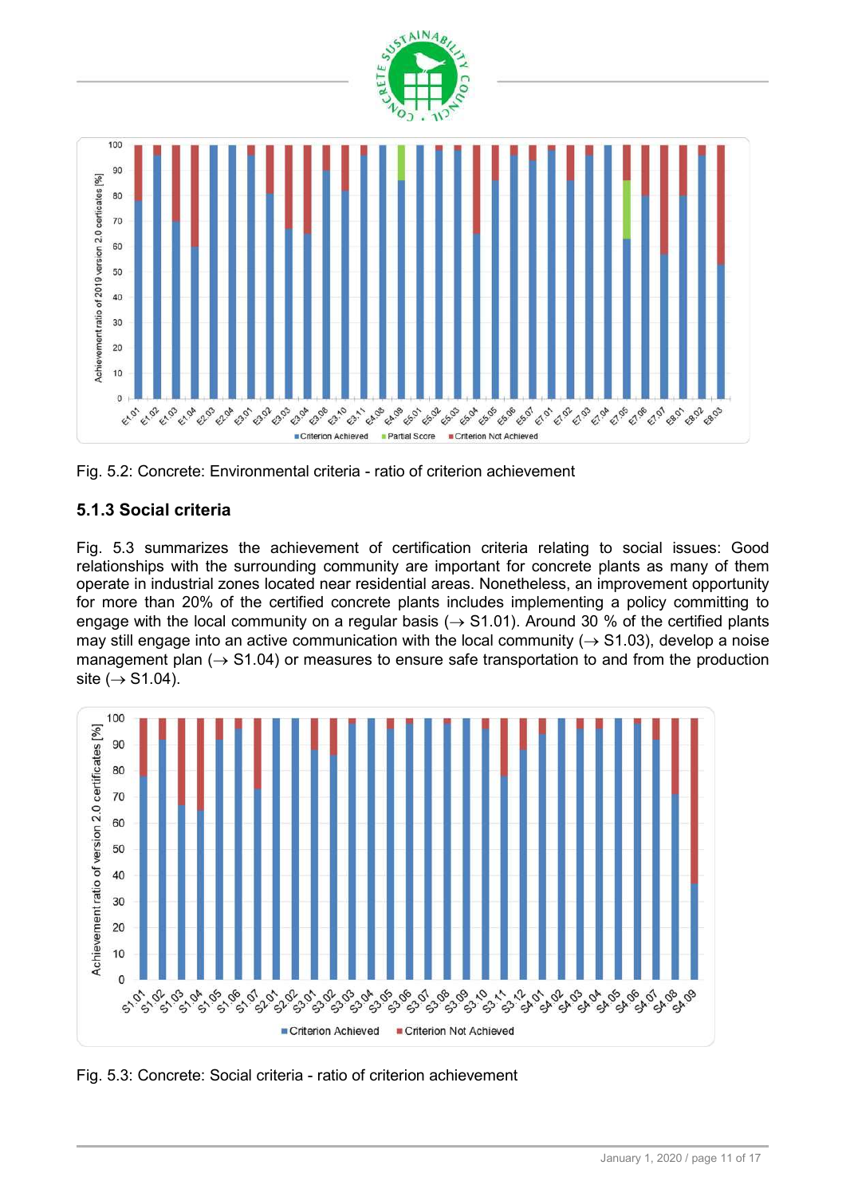Fig. 5.2: Concrete: Environmental criteria - ratio of criterion achievement

### 5.1.3 Social criteria

Fig. 5.3 summarizes the achievement of certification criteria relating to social issues: Good relationships with the surrounding community are important for concrete plants as many of them operate in industrial zones located near residential areas. Nonetheless, an improvement opportunity for more than 20% of the certified concrete plants includes implementing a policy committing to engage with the local community on a regular basis (→ S1.01). Around 30 % of the certified plants may still engage into an active communication with the local community (→ S1.03), develop a noise management plan (→ S1.04) or measures to ensure safe transportation to and from the production site (→ S1.04).

Fig. 5.3: Concrete: Social criteria - ratio of criterion achievement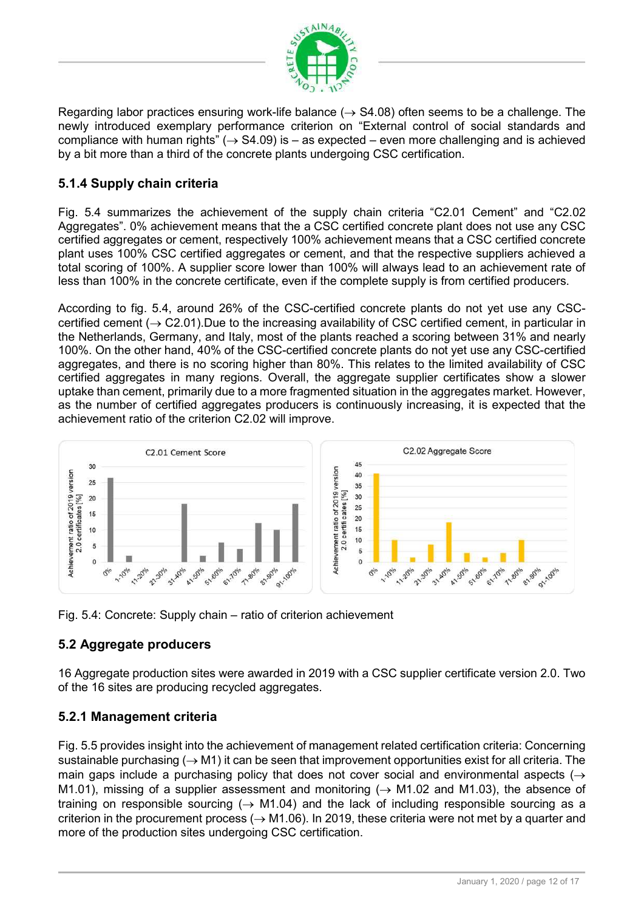Regarding labor practices ensuring work-life balance (→ S4.08) often seems to be a challenge. The newly introduced exemplary performance criterion on "External control of social standards and compliance with human rights" (→ S4.09) is – as expected – even more challenging and is achieved by a bit more than a third of the concrete plants undergoing CSC certification.

### 5.1.4 Supply chain criteria

Fig. 5.4 summarizes the achievement of the supply chain criteria "C2.01 Cement" and "C2.02 Aggregates". 0% achievement means that the a CSC certified concrete plant does not use any CSC certified aggregates or cement, respectively 100% achievement means that a CSC certified concrete plant uses 100% CSC certified aggregates or cement, and that the respective suppliers achieved a total scoring of 100%. A supplier score lower than 100% will always lead to an achievement rate of less than 100% in the concrete certificate, even if the complete supply is from certified producers.

According to fig. 5.4, around 26% of the CSC-certified concrete plants do not yet use any CSC-certified cement (→ C2.01).Due to the increasing availability of CSC certified cement, in particular in the Netherlands, Germany, and Italy, most of the plants reached a scoring between 31% and nearly 100%. On the other hand, 40% of the CSC-certified concrete plants do not yet use any CSC-certified aggregates, and there is no scoring higher than 80%. This relates to the limited availability of CSC certified aggregates in many regions. Overall, the aggregate supplier certificates show a slower uptake than cement, primarily due to a more fragmented situation in the aggregates market. However, as the number of certified aggregates producers is continuously increasing, it is expected that the achievement ratio of the criterion C2.02 will improve.

Fig. 5.4: Concrete: Supply chain – ratio of criterion achievement

## 5.2 Aggregate producers

16 Aggregate production sites were awarded in 2019 with a CSC supplier certificate version 2.0. Two of the 16 sites are producing recycled aggregates.

### 5.2.1 Management criteria

Fig. 5.5 provides insight into the achievement of management related certification criteria: Concerning sustainable purchasing (→ M1) it can be seen that improvement opportunities exist for all criteria. The main gaps include a purchasing policy that does not cover social and environmental aspects (→ M1.01), missing of a supplier assessment and monitoring (→ M1.02 and M1.03), the absence of training on responsible sourcing (→ M1.04) and the lack of including responsible sourcing as a criterion in the procurement process (→ M1.06). In 2019, these criteria were not met by a quarter and more of the production sites undergoing CSC certification.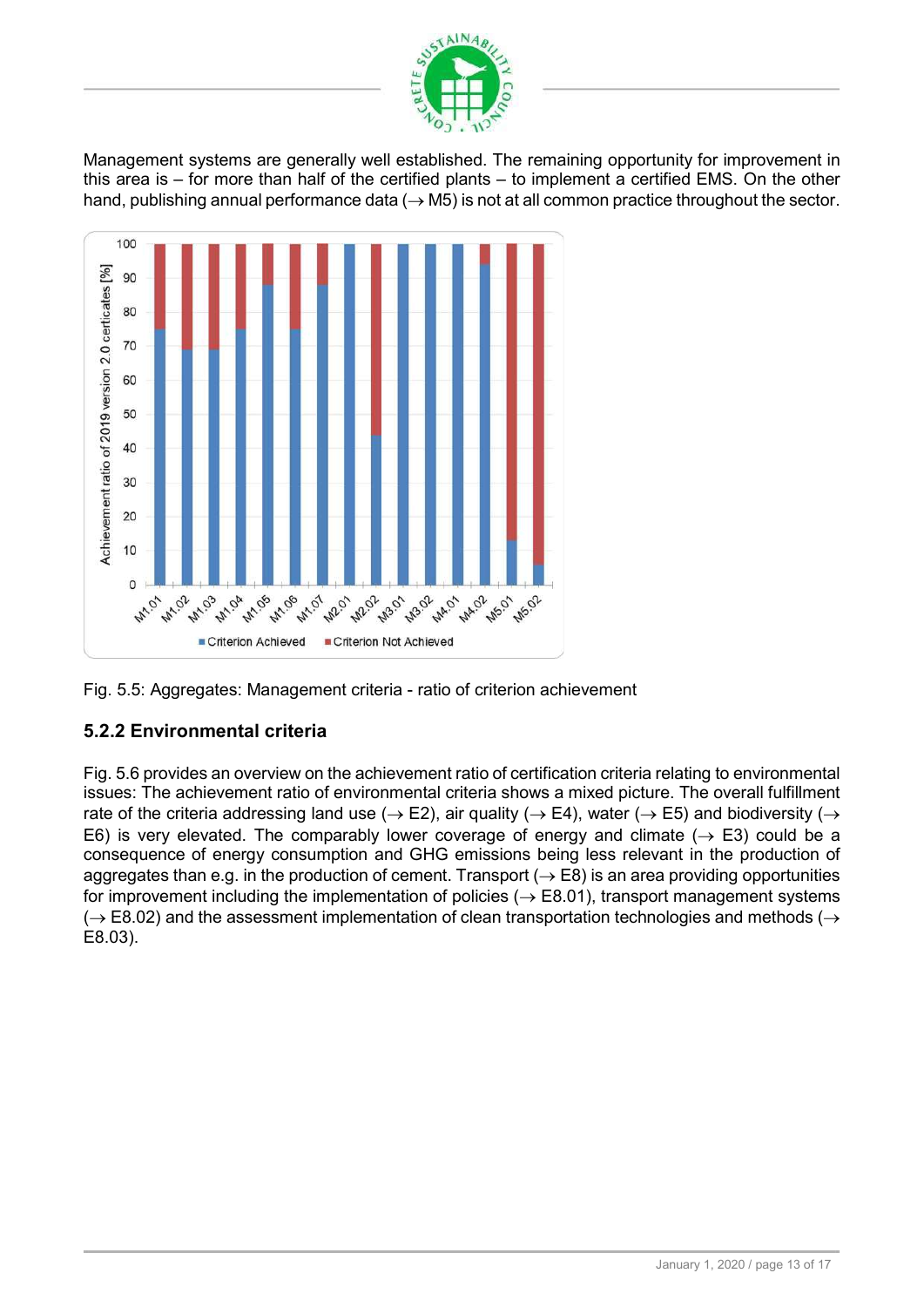Management systems are generally well established. The remaining opportunity for improvement in this area is – for more than half of the certified plants – to implement a certified EMS. On the other hand, publishing annual performance data (→ M5) is not at all common practice throughout the sector.

Fig. 5.5: Aggregates: Management criteria - ratio of criterion achievement

### 5.2.2 Environmental criteria

Fig. 5.6 provides an overview on the achievement ratio of certification criteria relating to environmental issues: The achievement ratio of environmental criteria shows a mixed picture. The overall fulfillment rate of the criteria addressing land use (→ E2), air quality (→ E4), water (→ E5) and biodiversity (→ E6) is very elevated. The comparably lower coverage of energy and climate (→ E3) could be a consequence of energy consumption and GHG emissions being less relevant in the production of aggregates than e.g. in the production of cement. Transport (→ E8) is an area providing opportunities for improvement including the implementation of policies (→ E8.01), transport management systems (→ E8.02) and the assessment implementation of clean transportation technologies and methods (→ E8.03).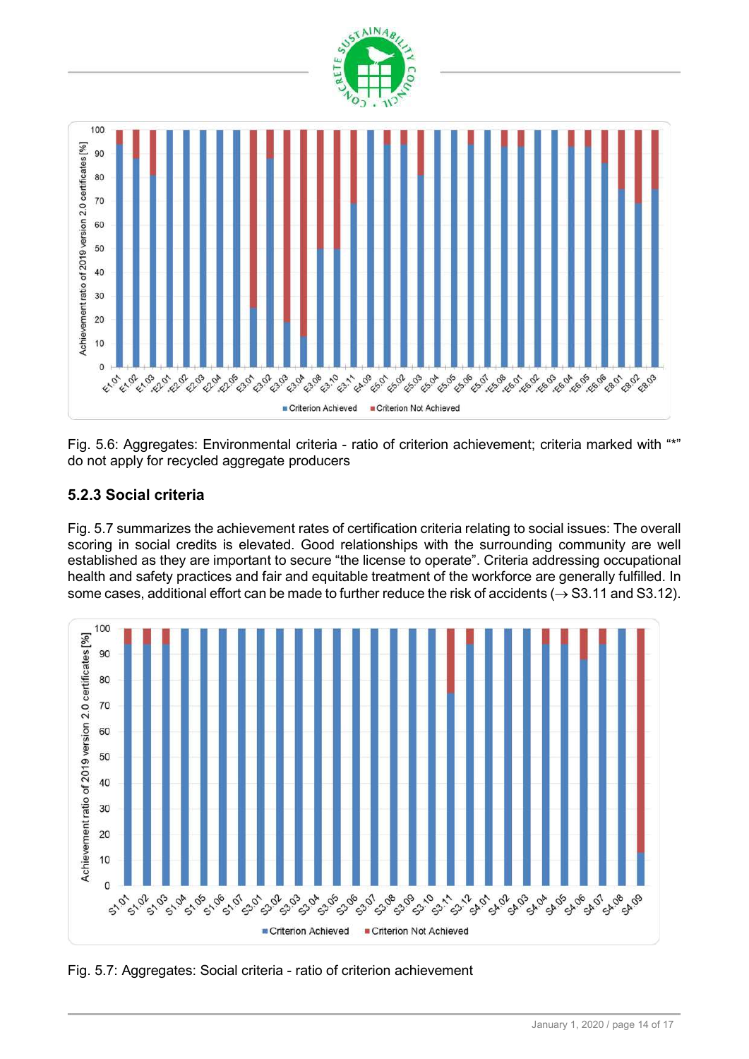Fig. 5.6: Aggregates: Environmental criteria - ratio of criterion achievement; criteria marked with "*" do not apply for recycled aggregate producers

### 5.2.3 Social criteria

Fig. 5.7 summarizes the achievement rates of certification criteria relating to social issues: The overall scoring in social credits is elevated. Good relationships with the surrounding community are well established as they are important to secure "the license to operate". Criteria addressing occupational health and safety practices and fair and equitable treatment of the workforce are generally fulfilled. In some cases, additional effort can be made to further reduce the risk of accidents (→ S3.11 and S3.12).

Fig. 5.7: Aggregates: Social criteria - ratio of criterion achievement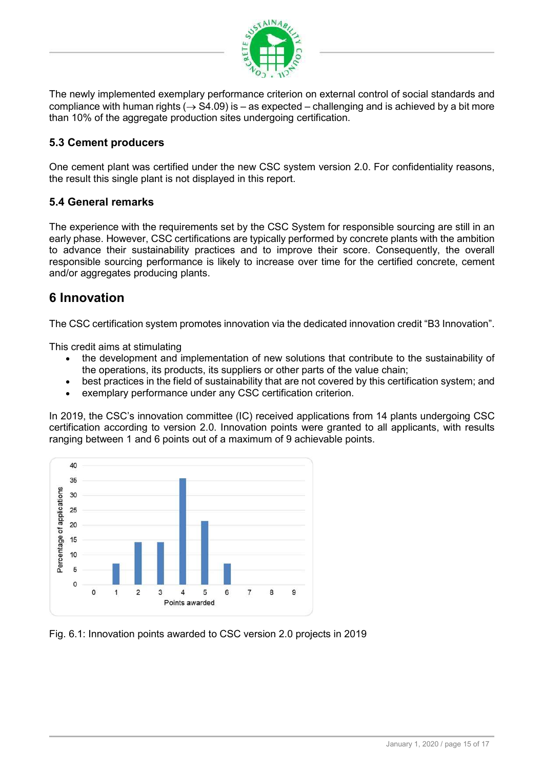The newly implemented exemplary performance criterion on external control of social standards and compliance with human rights (→ S4.09) is – as expected – challenging and is achieved by a bit more than 10% of the aggregate production sites undergoing certification.

### 5.3 Cement producers

One cement plant was certified under the new CSC system version 2.0. For confidentiality reasons, the result this single plant is not displayed in this report.

### 5.4 General remarks

The experience with the requirements set by the CSC System for responsible sourcing are still in an early phase. However, CSC certifications are typically performed by concrete plants with the ambition to advance their sustainability practices and to improve their score. Consequently, the overall responsible sourcing performance is likely to increase over time for the certified concrete, cement and/or aggregates producing plants.

## 6 Innovation

The CSC certification system promotes innovation via the dedicated innovation credit "B3 Innovation".

This credit aims at stimulating

- the development and implementation of new solutions that contribute to the sustainability of the operations, its products, its suppliers or other parts of the value chain;
- best practices in the field of sustainability that are not covered by this certification system; and
- exemplary performance under any CSC certification criterion.

In 2019, the CSC's innovation committee (IC) received applications from 14 plants undergoing CSC certification according to version 2.0. Innovation points were granted to all applicants, with results ranging between 1 and 6 points out of a maximum of 9 achievable points.

Fig. 6.1: Innovation points awarded to CSC version 2.0 projects in 2019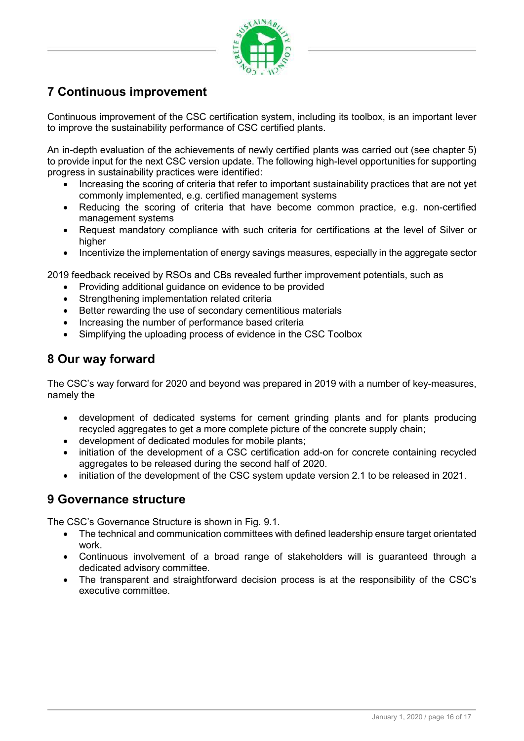## 7 Continuous improvement

Continuous improvement of the CSC certification system, including its toolbox, is an important lever to improve the sustainability performance of CSC certified plants.

An in-depth evaluation of the achievements of newly certified plants was carried out (see chapter 5) to provide input for the next CSC version update. The following high-level opportunities for supporting progress in sustainability practices were identified:

- Increasing the scoring of criteria that refer to important sustainability practices that are not yet commonly implemented, e.g. certified management systems
- Reducing the scoring of criteria that have become common practice, e.g. non-certified management systems
- Request mandatory compliance with such criteria for certifications at the level of Silver or higher
- Incentivize the implementation of energy savings measures, especially in the aggregate sector

2019 feedback received by RSOs and CBs revealed further improvement potentials, such as

- Providing additional guidance on evidence to be provided
- Strengthening implementation related criteria
- Better rewarding the use of secondary cementitious materials
- Increasing the number of performance based criteria
- Simplifying the uploading process of evidence in the CSC Toolbox

## 8 Our way forward

The CSC's way forward for 2020 and beyond was prepared in 2019 with a number of key-measures, namely the

- development of dedicated systems for cement grinding plants and for plants producing recycled aggregates to get a more complete picture of the concrete supply chain;
- development of dedicated modules for mobile plants;
- initiation of the development of a CSC certification add-on for concrete containing recycled aggregates to be released during the second half of 2020.
- initiation of the development of the CSC system update version 2.1 to be released in 2021.

## 9 Governance structure

The CSC's Governance Structure is shown in Fig. 9.1.

- The technical and communication committees with defined leadership ensure target orientated work.
- Continuous involvement of a broad range of stakeholders will is guaranteed through a dedicated advisory committee.
- The transparent and straightforward decision process is at the responsibility of the CSC's executive committee.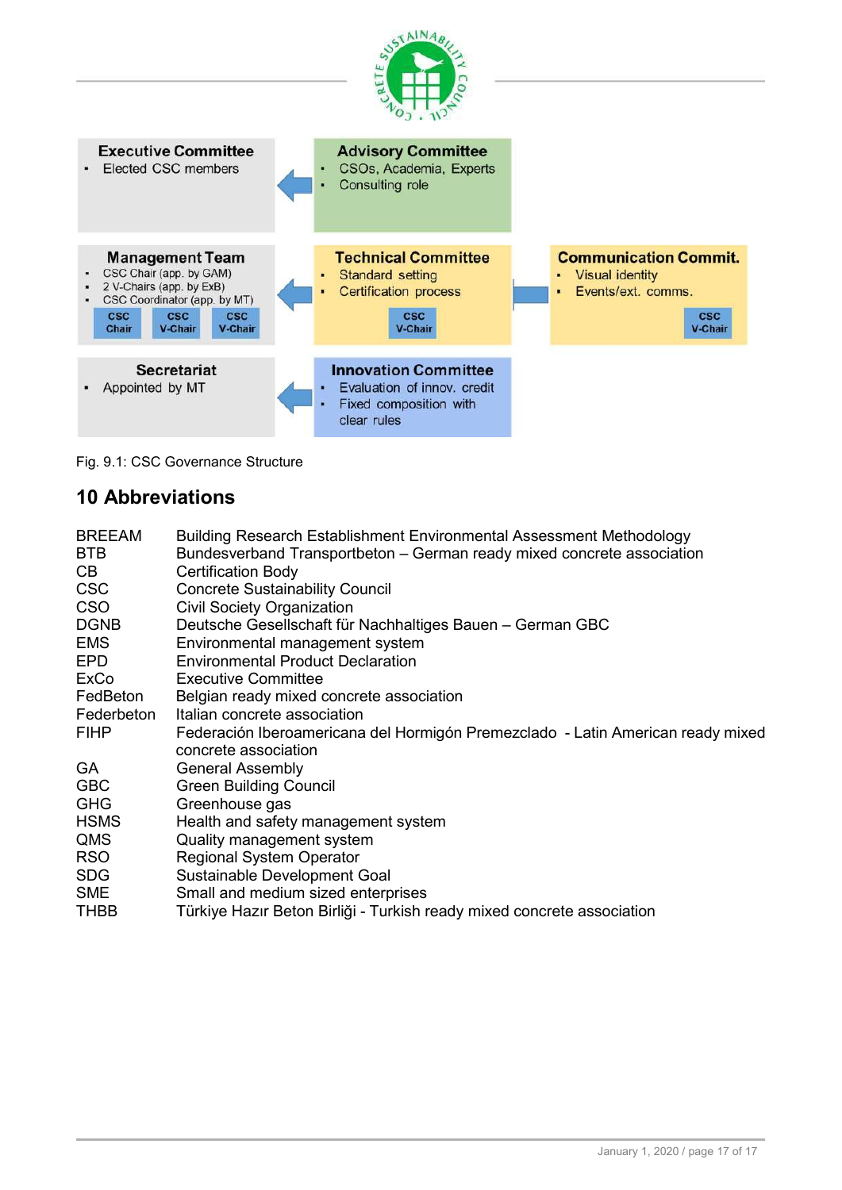Executive Committee
- Elected CSC members

Advisory Committee
- CSOs, Academia, Experts
- Consulting role

Management Team
- CSC Chair (app. by GAM)
- 2 V-Chairs (app. by ExB)
- CSC Coordinator (app. by MT)

CSC Chair
CSC V-Chair
CSC V-Chair

Technical Committee
- Standard setting
- Certification process

CSC V-Chair

Communication Commit.
- Visual identity
- Events/ext. comms.

CSC V-Chair

Secretariat
- Appointed by MT

Innovation Committee
- Evaluation of innov. credit
- Fixed composition with clear rules

Fig. 9.1: CSC Governance Structure

# 10 Abbreviations

| | |
|---|---|
| BREEAM | Building Research Establishment Environmental Assessment Methodology |
| BTB | Bundesverband Transportbeton – German ready mixed concrete association |
| CB | Certification Body |
| CSC | Concrete Sustainability Council |
| CSO | Civil Society Organization |
| DGNB | Deutsche Gesellschaft für Nachhaltiges Bauen – German GBC |
| EMS | Environmental management system |
| EPD | Environmental Product Declaration |
| ExCo | Executive Committee |
| FedBeton | Belgian ready mixed concrete association |
| Federbeton | Italian concrete association |
| FIHP | Federación Iberoamericana del Hormigón Premezclado - Latin American ready mixed concrete association |
| GA | General Assembly |
| GBC | Green Building Council |
| GHG | Greenhouse gas |
| HSMS | Health and safety management system |
| QMS | Quality management system |
| RSO | Regional System Operator |
| SDG | Sustainable Development Goal |
| SME | Small and medium sized enterprises |
| THBB | Türkiye Hazır Beton Birliği - Turkish ready mixed concrete association |